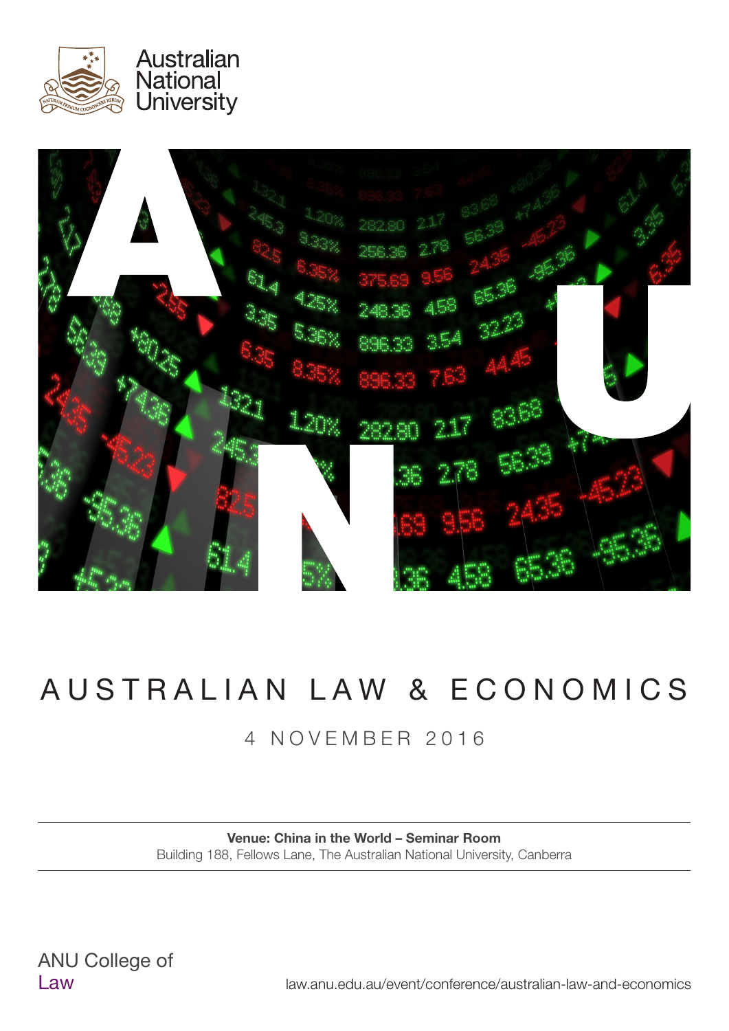Australian National University

# AUSTRALIAN LAW & ECONOMICS

4 NOVEMBER 2016

**Venue: China in the World – Seminar Room**
Building 188, Fellows Lane, The Australian National University, Canberra

ANU College of Law

law.anu.edu.au/event/conference/australian-law-and-economics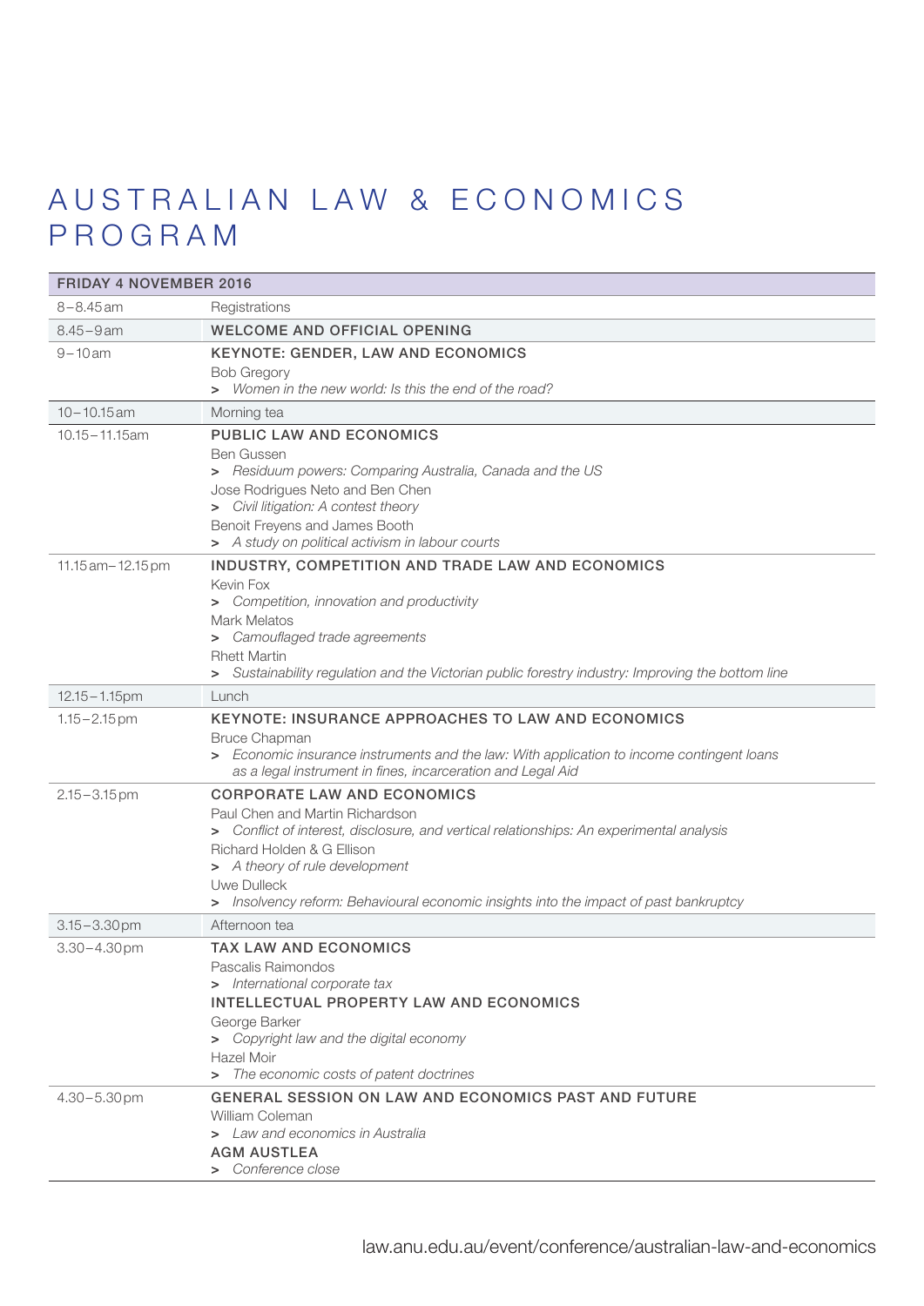# AUSTRALIAN LAW & ECONOMICS PROGRAM

| FRIDAY 4 NOVEMBER 2016 | |
|---|---|
| 8–8.45 am | Registrations |
| 8.45–9 am | **WELCOME AND OFFICIAL OPENING** |
| 9–10 am | **KEYNOTE: GENDER, LAW AND ECONOMICS**<br>Bob Gregory<br>> *Women in the new world: Is this the end of the road?* |
| 10–10.15 am | Morning tea |
| 10.15–11.15am | **PUBLIC LAW AND ECONOMICS**<br>Ben Gussen<br>> *Residuum powers: Comparing Australia, Canada and the US*<br>Jose Rodrigues Neto and Ben Chen<br>> *Civil litigation: A contest theory*<br>Benoit Freyens and James Booth<br>> *A study on political activism in labour courts* |
| 11.15 am–12.15 pm | **INDUSTRY, COMPETITION AND TRADE LAW AND ECONOMICS**<br>Kevin Fox<br>> *Competition, innovation and productivity*<br>Mark Melatos<br>> *Camouflaged trade agreements*<br>Rhett Martin<br>> *Sustainability regulation and the Victorian public forestry industry: Improving the bottom line* |
| 12.15–1.15pm | Lunch |
| 1.15–2.15 pm | **KEYNOTE: INSURANCE APPROACHES TO LAW AND ECONOMICS**<br>Bruce Chapman<br>> *Economic insurance instruments and the law: With application to income contingent loans as a legal instrument in fines, incarceration and Legal Aid* |
| 2.15–3.15 pm | **CORPORATE LAW AND ECONOMICS**<br>Paul Chen and Martin Richardson<br>> *Conflict of interest, disclosure, and vertical relationships: An experimental analysis*<br>Richard Holden & G Ellison<br>> *A theory of rule development*<br>Uwe Dulleck<br>> *Insolvency reform: Behavioural economic insights into the impact of past bankruptcy* |
| 3.15–3.30 pm | Afternoon tea |
| 3.30–4.30 pm | **TAX LAW AND ECONOMICS**<br>Pascalis Raimondos<br>> *International corporate tax*<br>**INTELLECTUAL PROPERTY LAW AND ECONOMICS**<br>George Barker<br>> *Copyright law and the digital economy*<br>Hazel Moir<br>> *The economic costs of patent doctrines* |
| 4.30–5.30 pm | **GENERAL SESSION ON LAW AND ECONOMICS PAST AND FUTURE**<br>William Coleman<br>> *Law and economics in Australia*<br>**AGM AUSTLEA**<br>> *Conference close* |

law.anu.edu.au/event/conference/australian-law-and-economics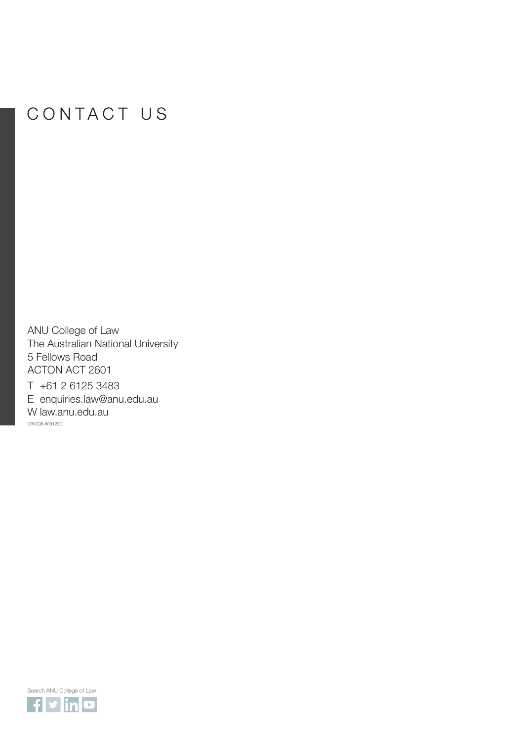# CONTACT US

ANU College of Law
The Australian National University
5 Fellows Road
ACTON ACT 2601

T +61 2 6125 3483
E enquiries.law@anu.edu.au
W law.anu.edu.au

CRICOS #00120C

Search ANU College of Law